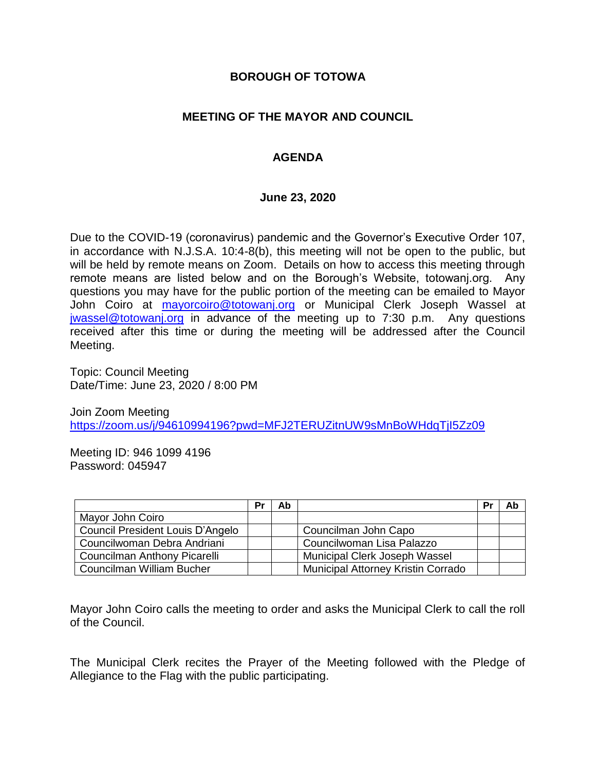# BOROUGH OF TOTOWA

## MEETING OF THE MAYOR AND COUNCIL

## AGENDA

### June 23, 2020

Due to the COVID-19 (coronavirus) pandemic and the Governor's Executive Order 107, in accordance with N.J.S.A. 10:4-8(b), this meeting will not be open to the public, but will be held by remote means on Zoom. Details on how to access this meeting through remote means are listed below and on the Borough's Website, totowanj.org. Any questions you may have for the public portion of the meeting can be emailed to Mayor John Coiro at mayorcoiro@totowanj.org or Municipal Clerk Joseph Wassel at jwassel@totowanj.org in advance of the meeting up to 7:30 p.m. Any questions received after this time or during the meeting will be addressed after the Council Meeting.

Topic: Council Meeting
Date/Time: June 23, 2020 / 8:00 PM

Join Zoom Meeting
https://zoom.us/j/94610994196?pwd=MFJ2TERUZitnUW9sMnBoWHdqTjI5Zz09

Meeting ID: 946 1099 4196
Password: 045947

| | Pr | Ab | | Pr | Ab |
|---|---|---|---|---|---|
| Mayor John Coiro | | | | | |
| Council President Louis D'Angelo | | | Councilman John Capo | | |
| Councilwoman Debra Andriani | | | Councilwoman Lisa Palazzo | | |
| Councilman Anthony Picarelli | | | Municipal Clerk Joseph Wassel | | |
| Councilman William Bucher | | | Municipal Attorney Kristin Corrado | | |

Mayor John Coiro calls the meeting to order and asks the Municipal Clerk to call the roll of the Council.

The Municipal Clerk recites the Prayer of the Meeting followed with the Pledge of Allegiance to the Flag with the public participating.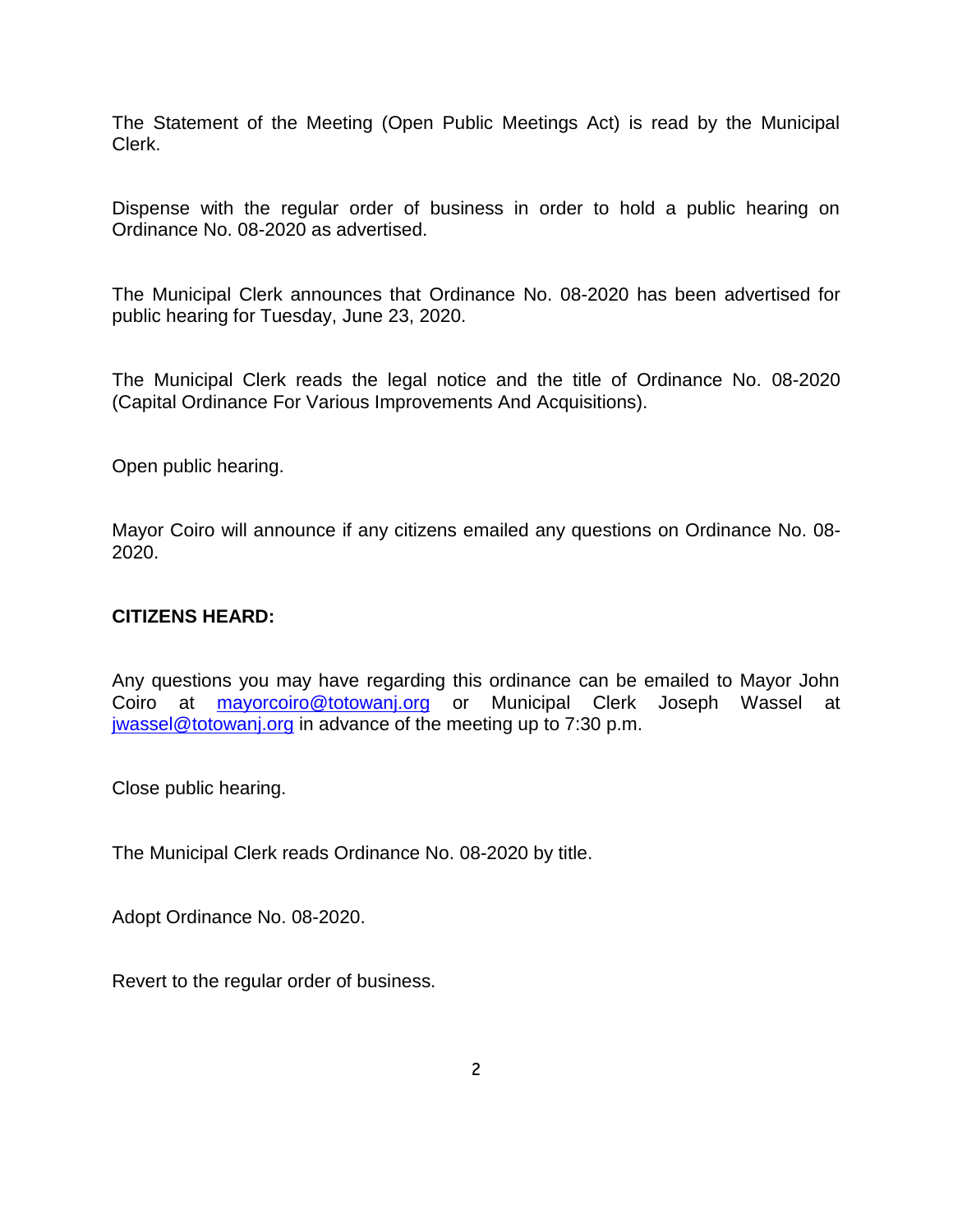The Statement of the Meeting (Open Public Meetings Act) is read by the Municipal Clerk.

Dispense with the regular order of business in order to hold a public hearing on Ordinance No. 08-2020 as advertised.

The Municipal Clerk announces that Ordinance No. 08-2020 has been advertised for public hearing for Tuesday, June 23, 2020.

The Municipal Clerk reads the legal notice and the title of Ordinance No. 08-2020 (Capital Ordinance For Various Improvements And Acquisitions).

Open public hearing.

Mayor Coiro will announce if any citizens emailed any questions on Ordinance No. 08-2020.

**CITIZENS HEARD:**

Any questions you may have regarding this ordinance can be emailed to Mayor John Coiro at mayorcoiro@totowanj.org or Municipal Clerk Joseph Wassel at jwassel@totowanj.org in advance of the meeting up to 7:30 p.m.

Close public hearing.

The Municipal Clerk reads Ordinance No. 08-2020 by title.

Adopt Ordinance No. 08-2020.

Revert to the regular order of business.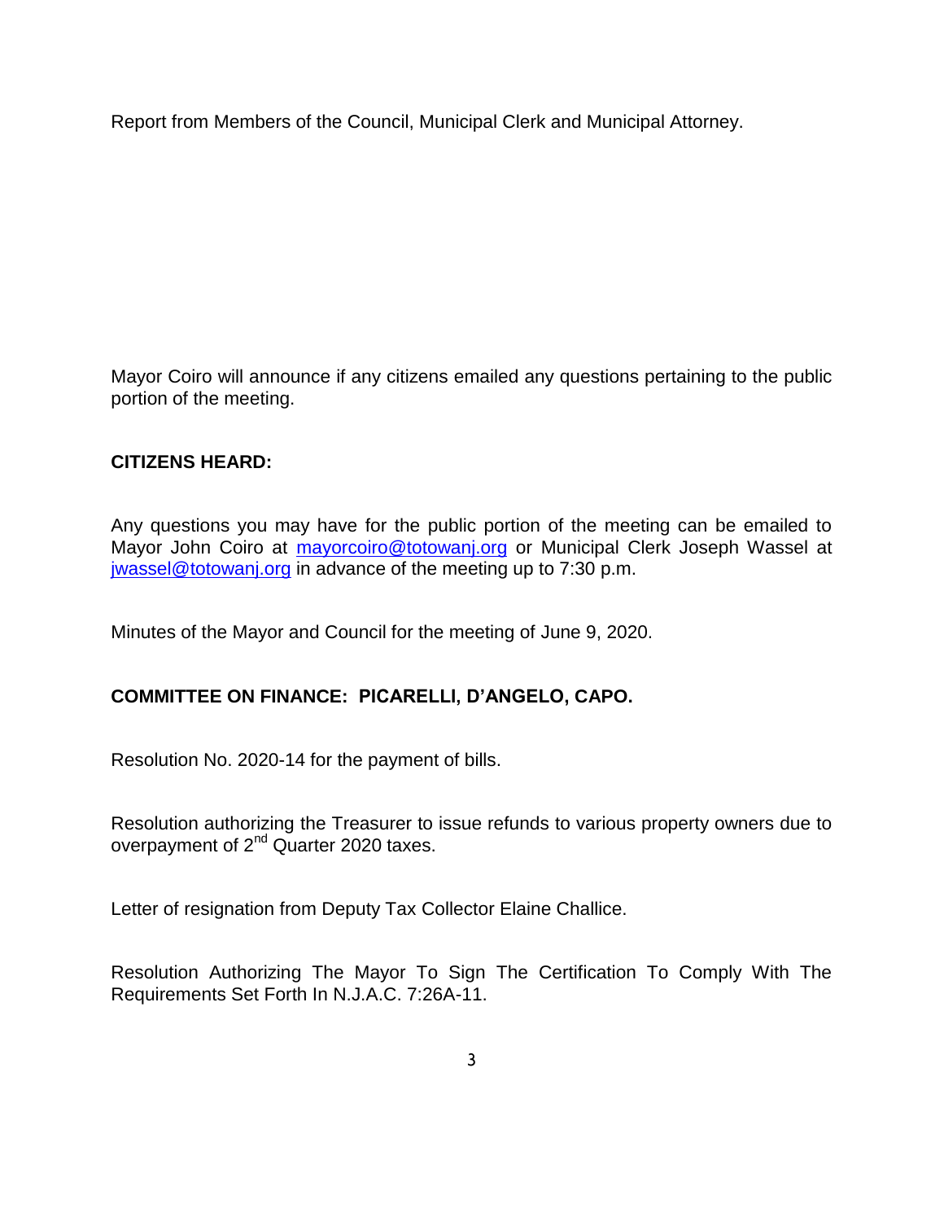Report from Members of the Council, Municipal Clerk and Municipal Attorney.

Mayor Coiro will announce if any citizens emailed any questions pertaining to the public portion of the meeting.

**CITIZENS HEARD:**

Any questions you may have for the public portion of the meeting can be emailed to Mayor John Coiro at mayorcoiro@totowanj.org or Municipal Clerk Joseph Wassel at jwassel@totowanj.org in advance of the meeting up to 7:30 p.m.

Minutes of the Mayor and Council for the meeting of June 9, 2020.

**COMMITTEE ON FINANCE: PICARELLI, D'ANGELO, CAPO.**

Resolution No. 2020-14 for the payment of bills.

Resolution authorizing the Treasurer to issue refunds to various property owners due to overpayment of 2nd Quarter 2020 taxes.

Letter of resignation from Deputy Tax Collector Elaine Challice.

Resolution Authorizing The Mayor To Sign The Certification To Comply With The Requirements Set Forth In N.J.A.C. 7:26A-11.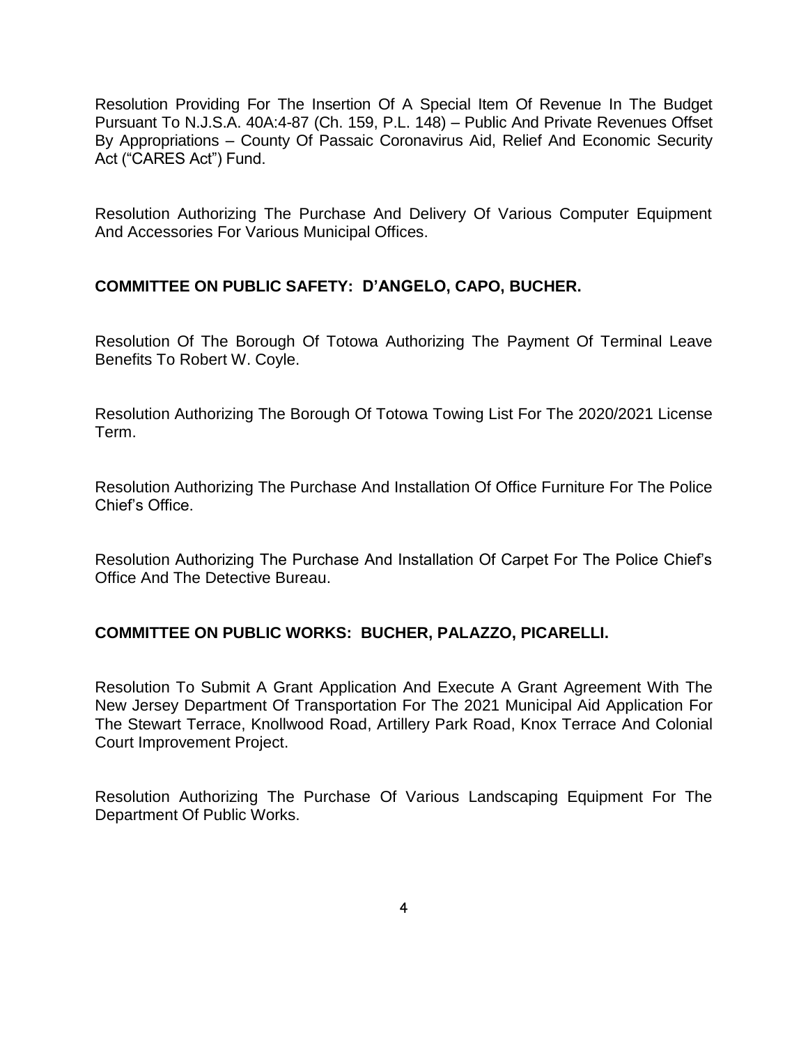Resolution Providing For The Insertion Of A Special Item Of Revenue In The Budget Pursuant To N.J.S.A. 40A:4-87 (Ch. 159, P.L. 148) – Public And Private Revenues Offset By Appropriations – County Of Passaic Coronavirus Aid, Relief And Economic Security Act ("CARES Act") Fund.

Resolution Authorizing The Purchase And Delivery Of Various Computer Equipment And Accessories For Various Municipal Offices.

**COMMITTEE ON PUBLIC SAFETY: D'ANGELO, CAPO, BUCHER.**

Resolution Of The Borough Of Totowa Authorizing The Payment Of Terminal Leave Benefits To Robert W. Coyle.

Resolution Authorizing The Borough Of Totowa Towing List For The 2020/2021 License Term.

Resolution Authorizing The Purchase And Installation Of Office Furniture For The Police Chief's Office.

Resolution Authorizing The Purchase And Installation Of Carpet For The Police Chief's Office And The Detective Bureau.

**COMMITTEE ON PUBLIC WORKS: BUCHER, PALAZZO, PICARELLI.**

Resolution To Submit A Grant Application And Execute A Grant Agreement With The New Jersey Department Of Transportation For The 2021 Municipal Aid Application For The Stewart Terrace, Knollwood Road, Artillery Park Road, Knox Terrace And Colonial Court Improvement Project.

Resolution Authorizing The Purchase Of Various Landscaping Equipment For The Department Of Public Works.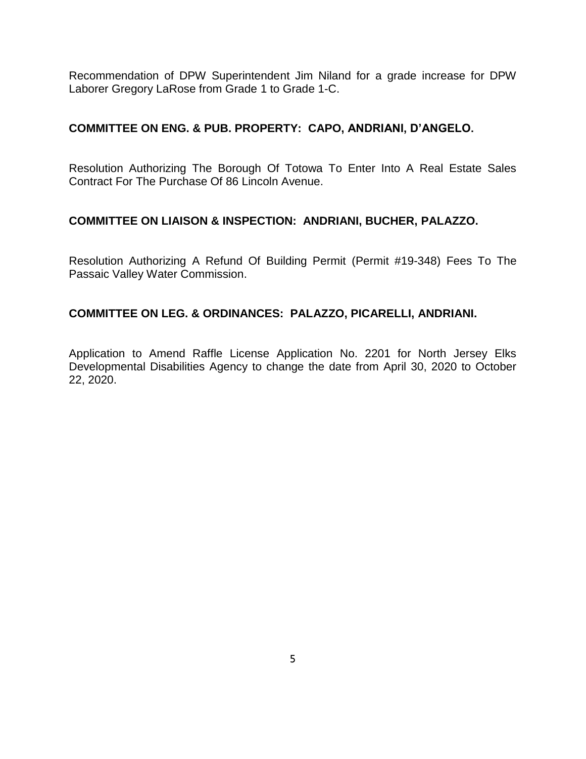Recommendation of DPW Superintendent Jim Niland for a grade increase for DPW Laborer Gregory LaRose from Grade 1 to Grade 1-C.

**COMMITTEE ON ENG. & PUB. PROPERTY: CAPO, ANDRIANI, D'ANGELO.**

Resolution Authorizing The Borough Of Totowa To Enter Into A Real Estate Sales Contract For The Purchase Of 86 Lincoln Avenue.

**COMMITTEE ON LIAISON & INSPECTION: ANDRIANI, BUCHER, PALAZZO.**

Resolution Authorizing A Refund Of Building Permit (Permit #19-348) Fees To The Passaic Valley Water Commission.

**COMMITTEE ON LEG. & ORDINANCES: PALAZZO, PICARELLI, ANDRIANI.**

Application to Amend Raffle License Application No. 2201 for North Jersey Elks Developmental Disabilities Agency to change the date from April 30, 2020 to October 22, 2020.